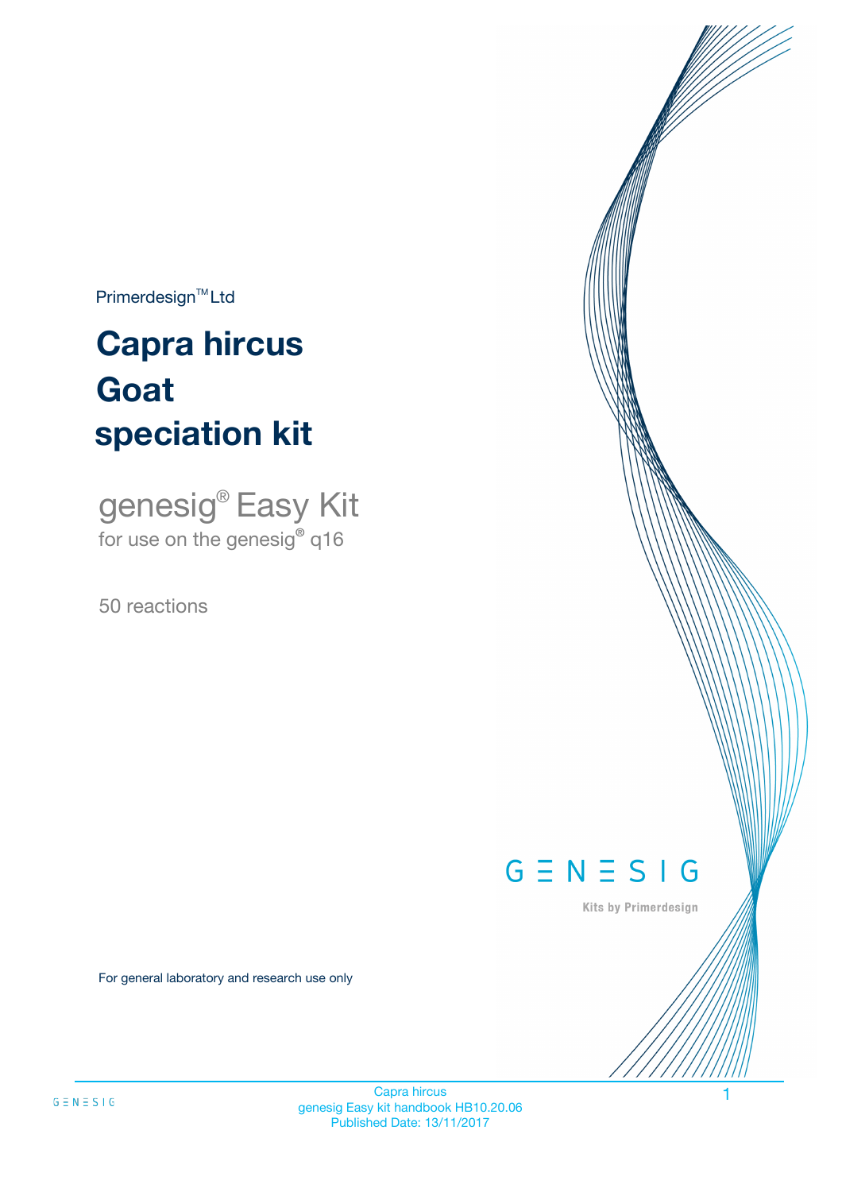Primerdesign™ Ltd

# Capra hircus Goat speciation kit

genesig® Easy Kit
for use on the genesig® q16

50 reactions

GENESIG

Kits by Primerdesign

For general laboratory and research use only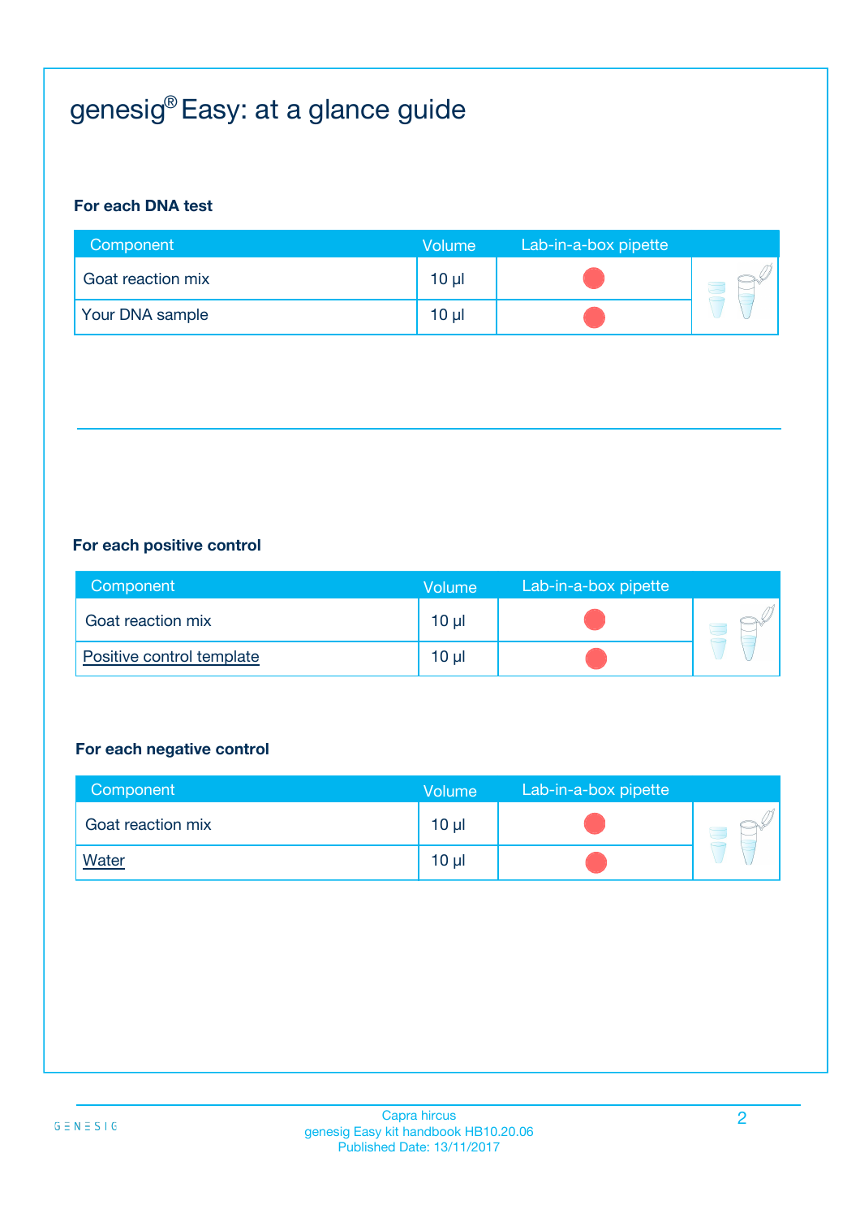# genesig® Easy: at a glance guide

**For each DNA test**

| Component | Volume | Lab-in-a-box pipette |
|---|---|---|
| Goat reaction mix | 10 µl | ● |
| Your DNA sample | 10 µl | ● |

**For each positive control**

| Component | Volume | Lab-in-a-box pipette |
|---|---|---|
| Positive control template | 10 µl | ● |
| Goat reaction mix | 10 µl | ● |

**For each negative control**

| Component | Volume | Lab-in-a-box pipette |
|---|---|---|
| Goat reaction mix | 10 µl | ● |
| Water | 10 µl | ● |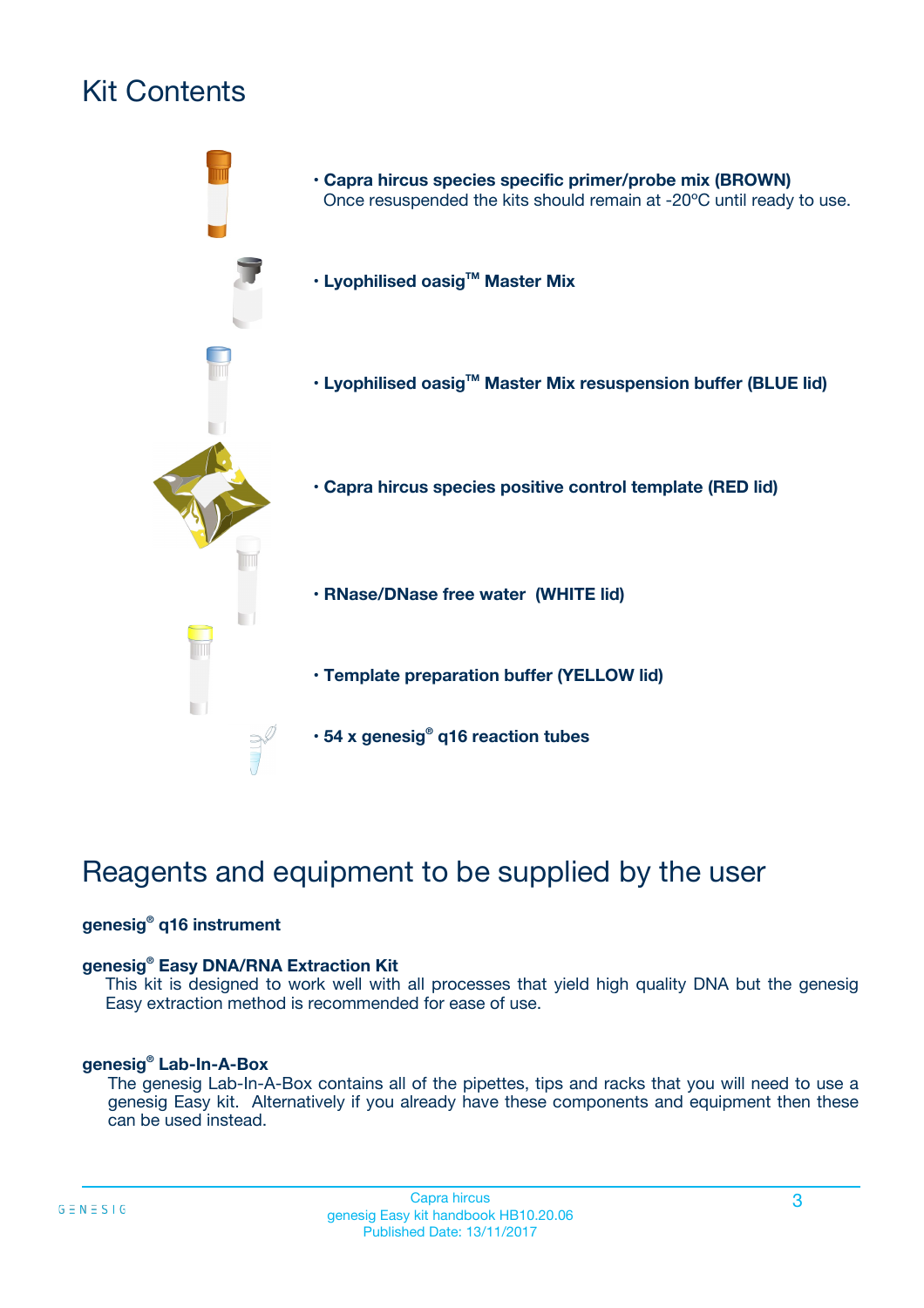# Kit Contents

- **Capra hircus species specific primer/probe mix (BROWN)**
  Once resuspended the kits should remain at -20ºC until ready to use.
- **Lyophilised oasig™ Master Mix**
- **Lyophilised oasig™ Master Mix resuspension buffer (BLUE lid)**
- **Capra hircus species positive control template (RED lid)**
- **RNase/DNase free water (WHITE lid)**
- **Template preparation buffer (YELLOW lid)**
- **54 x genesig® q16 reaction tubes**

# Reagents and equipment to be supplied by the user

**genesig® q16 instrument**

**genesig® Easy DNA/RNA Extraction Kit**
This kit is designed to work well with all processes that yield high quality DNA but the genesig Easy extraction method is recommended for ease of use.

**genesig® Lab-In-A-Box**
The genesig Lab-In-A-Box contains all of the pipettes, tips and racks that you will need to use a genesig Easy kit. Alternatively if you already have these components and equipment then these can be used instead.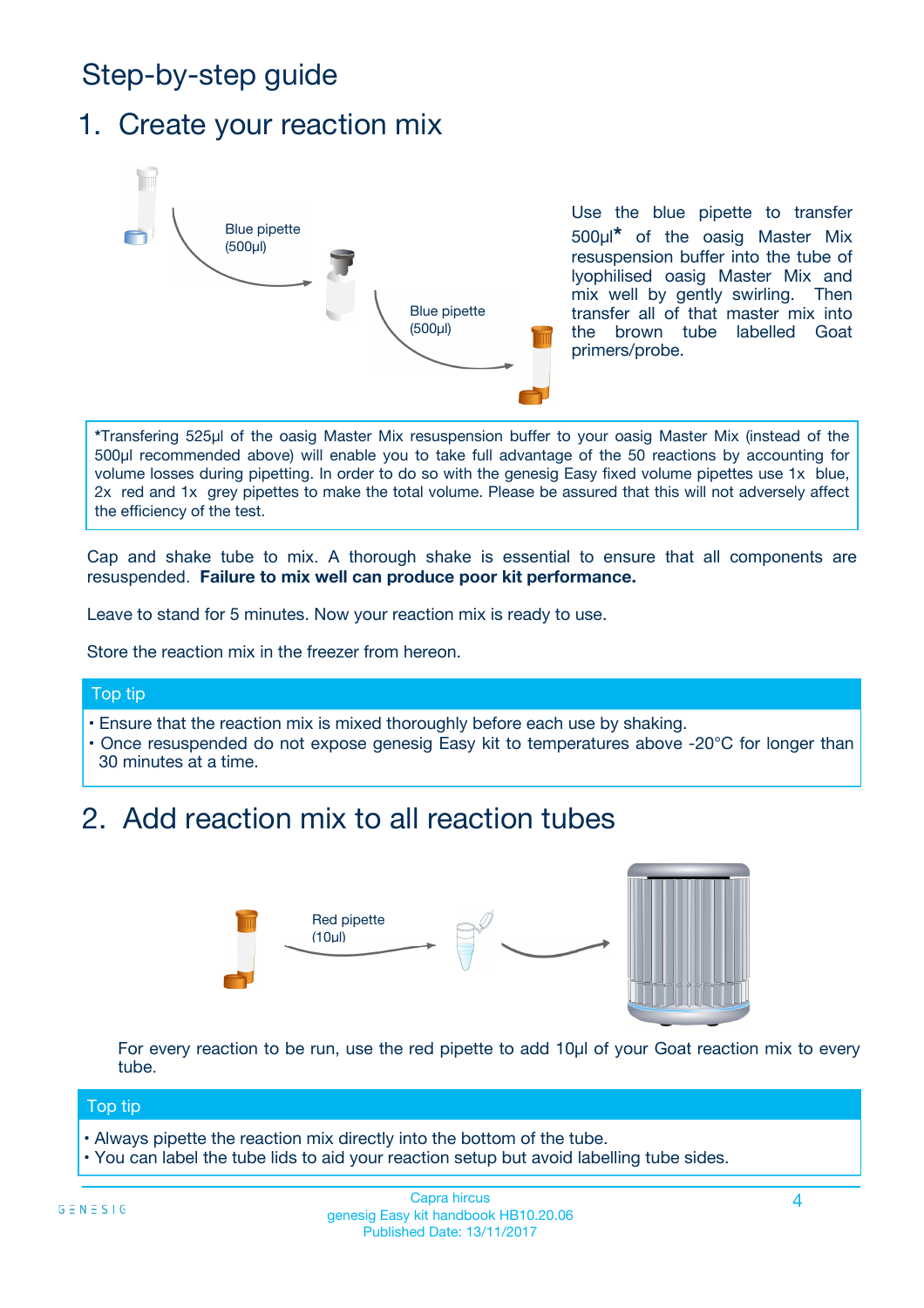# Step-by-step guide

## 1. Create your reaction mix

Blue pipette (500µl)

Blue pipette (500µl)

Use the blue pipette to transfer 500µl* of the oasig Master Mix resuspension buffer into the tube of lyophilised oasig Master Mix and mix well by gently swirling. Then transfer all of that master mix into the brown tube labelled Goat primers/probe.

*Transfering 525µl of the oasig Master Mix resuspension buffer to your oasig Master Mix (instead of the 500µl recommended above) will enable you to take full advantage of the 50 reactions by accounting for volume losses during pipetting. In order to do so with the genesig Easy fixed volume pipettes use 1x blue, 2x red and 1x grey pipettes to make the total volume. Please be assured that this will not adversely affect the efficiency of the test.

Cap and shake tube to mix. A thorough shake is essential to ensure that all components are resuspended. **Failure to mix well can produce poor kit performance.**

Leave to stand for 5 minutes. Now your reaction mix is ready to use.

Store the reaction mix in the freezer from hereon.

### Top tip

- Ensure that the reaction mix is mixed thoroughly before each use by shaking.
- Once resuspended do not expose genesig Easy kit to temperatures above -20°C for longer than 30 minutes at a time.

## 2. Add reaction mix to all reaction tubes

Red pipette (10µl)

For every reaction to be run, use the red pipette to add 10µl of your Goat reaction mix to every tube.

### Top tip

- Always pipette the reaction mix directly into the bottom of the tube.
- You can label the tube lids to aid your reaction setup but avoid labelling tube sides.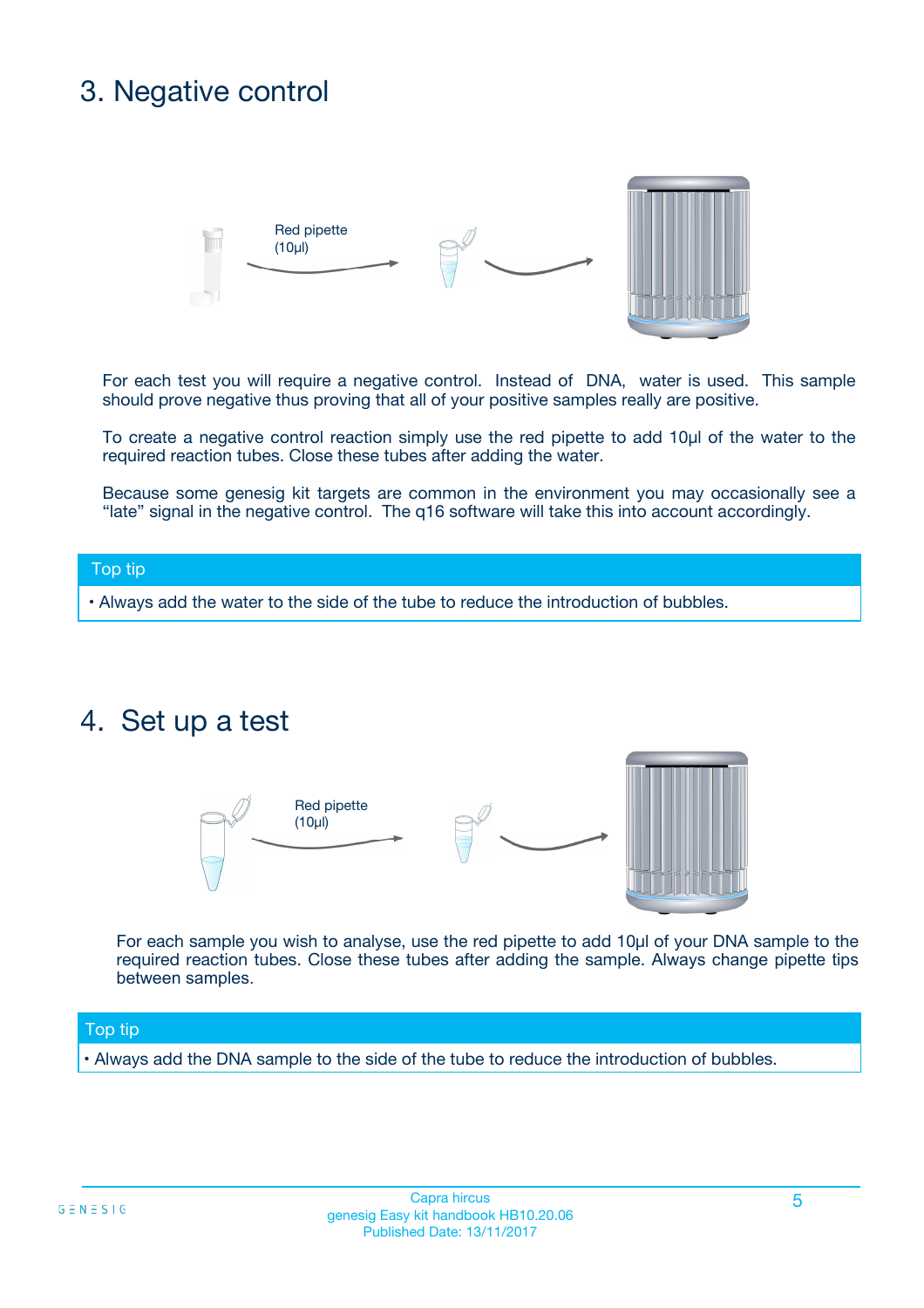# 3. Negative control

Red pipette (10µl)

For each test you will require a negative control. Instead of DNA, water is used. This sample should prove negative thus proving that all of your positive samples really are positive.

To create a negative control reaction simply use the red pipette to add 10µl of the water to the required reaction tubes. Close these tubes after adding the water.

Because some genesig kit targets are common in the environment you may occasionally see a "late" signal in the negative control. The q16 software will take this into account accordingly.

**Top tip**

- Always add the water to the side of the tube to reduce the introduction of bubbles.

# 4. Set up a test

Red pipette (10µl)

For each sample you wish to analyse, use the red pipette to add 10µl of your DNA sample to the required reaction tubes. Close these tubes after adding the sample. Always change pipette tips between samples.

**Top tip**

- Always add the DNA sample to the side of the tube to reduce the introduction of bubbles.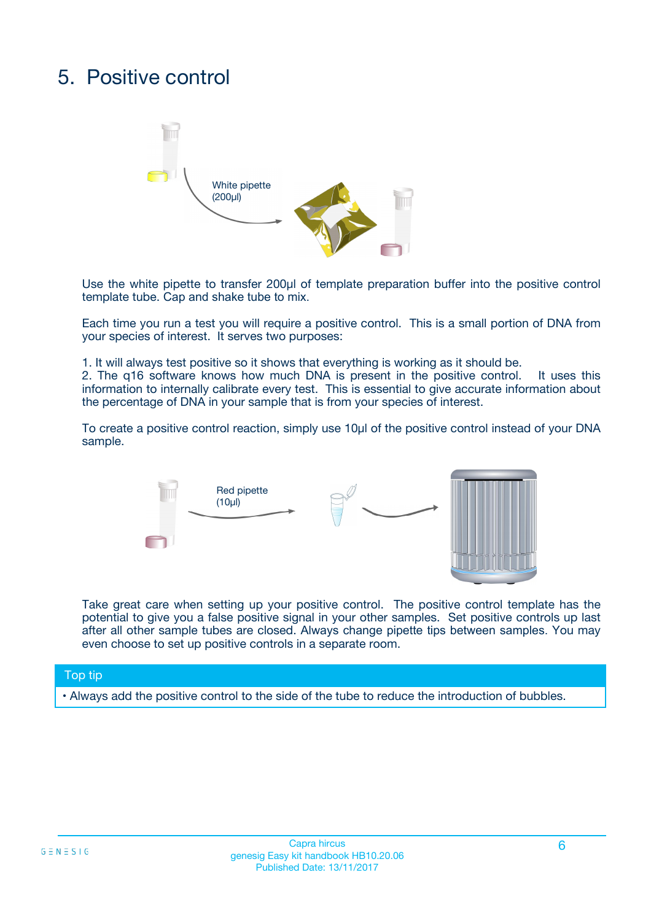# 5. Positive control

White pipette (200µl)

Use the white pipette to transfer 200µl of template preparation buffer into the positive control template tube. Cap and shake tube to mix.

Each time you run a test you will require a positive control. This is a small portion of DNA from your species of interest. It serves two purposes:

1. It will always test positive so it shows that everything is working as it should be.
2. The q16 software knows how much DNA is present in the positive control. It uses this information to internally calibrate every test. This is essential to give accurate information about the percentage of DNA in your sample that is from your species of interest.

To create a positive control reaction, simply use 10µl of the positive control instead of your DNA sample.

Red pipette (10µl)

Take great care when setting up your positive control. The positive control template has the potential to give you a false positive signal in your other samples. Set positive controls up last after all other sample tubes are closed. Always change pipette tips between samples. You may even choose to set up positive controls in a separate room.

**Top tip**

- Always add the positive control to the side of the tube to reduce the introduction of bubbles.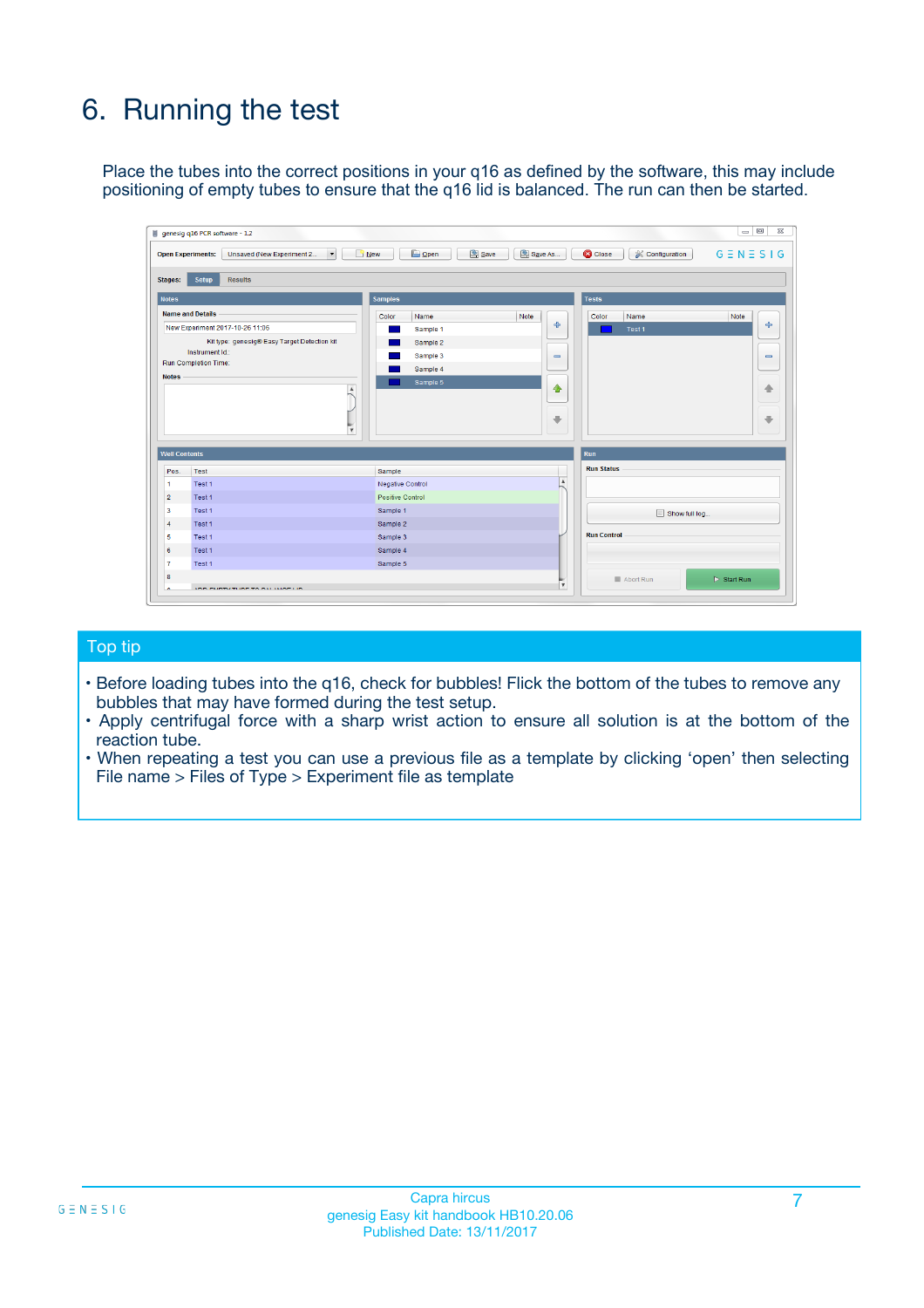# 6. Running the test

Place the tubes into the correct positions in your q16 as defined by the software, this may include positioning of empty tubes to ensure that the q16 lid is balanced. The run can then be started.

## Top tip

- Before loading tubes into the q16, check for bubbles! Flick the bottom of the tubes to remove any bubbles that may have formed during the test setup.
- Apply centrifugal force with a sharp wrist action to ensure all solution is at the bottom of the reaction tube.
- When repeating a test you can use a previous file as a template by clicking 'open' then selecting File name > Files of Type > Experiment file as template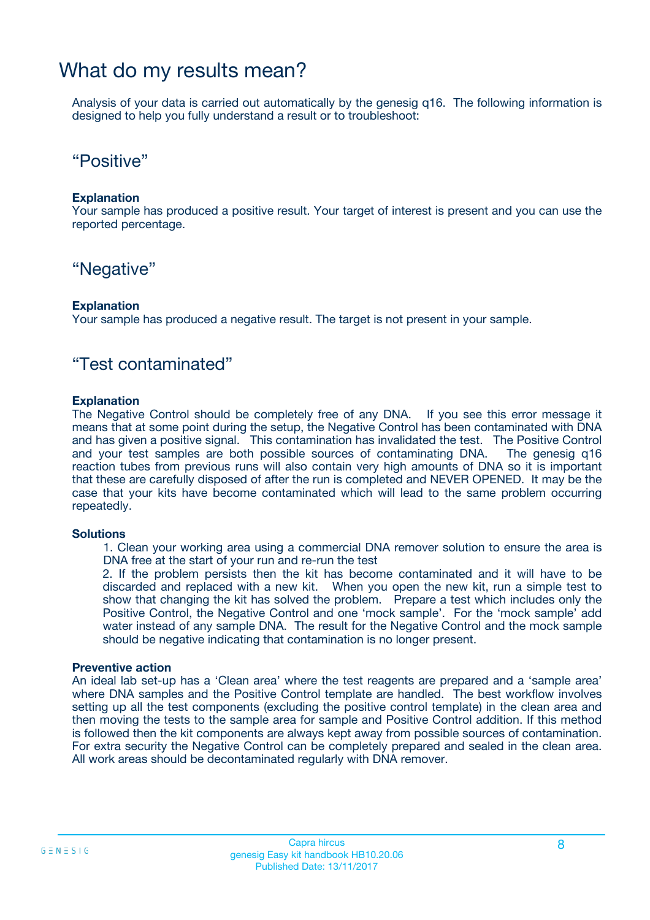# What do my results mean?

Analysis of your data is carried out automatically by the genesig q16. The following information is designed to help you fully understand a result or to troubleshoot:

## "Positive"

**Explanation**

Your sample has produced a positive result. Your target of interest is present and you can use the reported percentage.

## "Negative"

**Explanation**

Your sample has produced a negative result. The target is not present in your sample.

## "Test contaminated"

**Explanation**

The Negative Control should be completely free of any DNA. If you see this error message it means that at some point during the setup, the Negative Control has been contaminated with DNA and has given a positive signal. This contamination has invalidated the test. The Positive Control and your test samples are both possible sources of contaminating DNA. The genesig q16 reaction tubes from previous runs will also contain very high amounts of DNA so it is important that these are carefully disposed of after the run is completed and NEVER OPENED. It may be the case that your kits have become contaminated which will lead to the same problem occurring repeatedly.

**Solutions**

1. Clean your working area using a commercial DNA remover solution to ensure the area is DNA free at the start of your run and re-run the test
2. If the problem persists then the kit has become contaminated and it will have to be discarded and replaced with a new kit. When you open the new kit, run a simple test to show that changing the kit has solved the problem. Prepare a test which includes only the Positive Control, the Negative Control and one 'mock sample'. For the 'mock sample' add water instead of any sample DNA. The result for the Negative Control and the mock sample should be negative indicating that contamination is no longer present.

**Preventive action**

An ideal lab set-up has a 'Clean area' where the test reagents are prepared and a 'sample area' where DNA samples and the Positive Control template are handled. The best workflow involves setting up all the test components (excluding the positive control template) in the clean area and then moving the tests to the sample area for sample and Positive Control addition. If this method is followed then the kit components are always kept away from possible sources of contamination. For extra security the Negative Control can be completely prepared and sealed in the clean area. All work areas should be decontaminated regularly with DNA remover.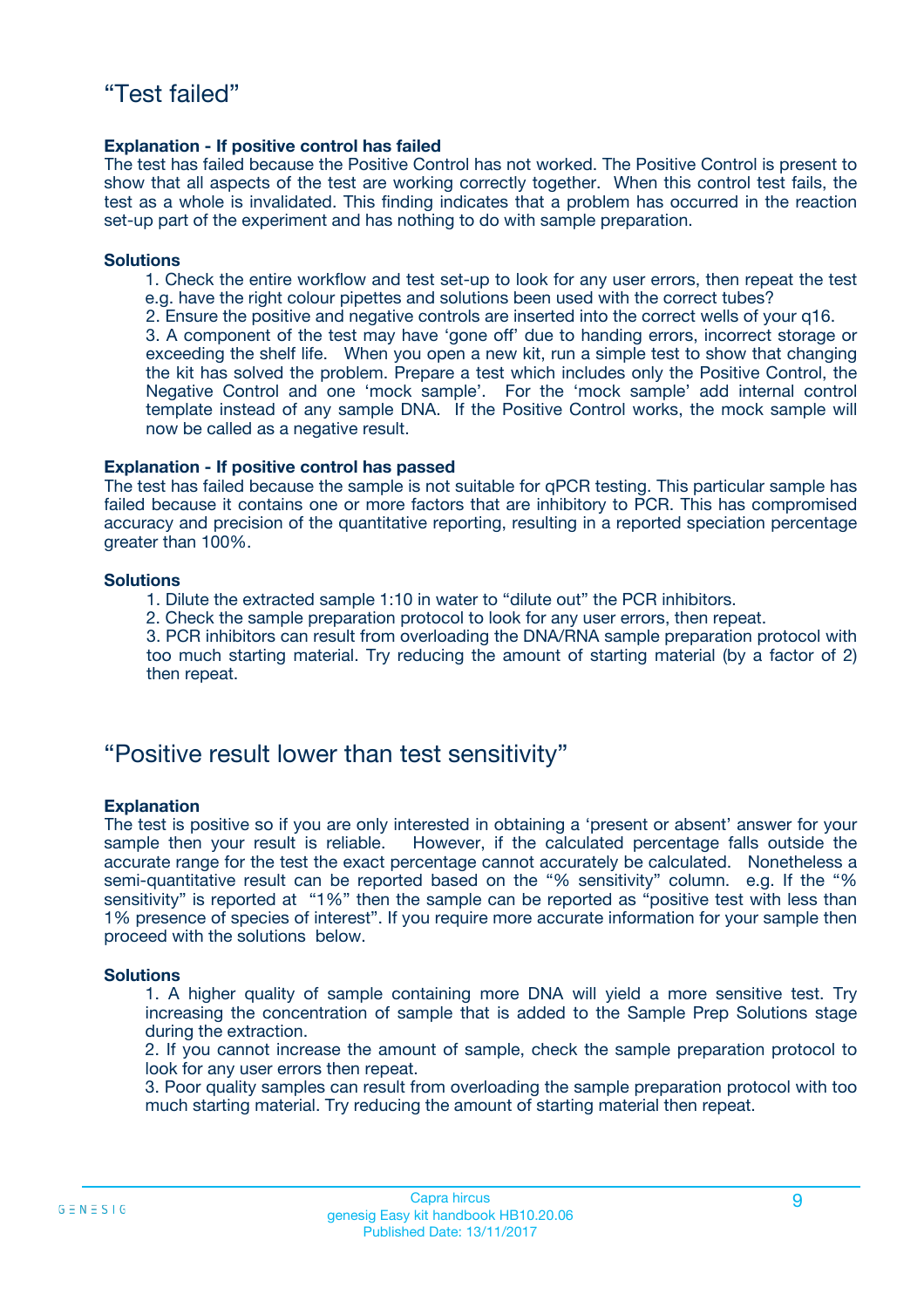## "Test failed"

**Explanation - If positive control has failed**

The test has failed because the Positive Control has not worked. The Positive Control is present to show that all aspects of the test are working correctly together. When this control test fails, the test as a whole is invalidated. This finding indicates that a problem has occurred in the reaction set-up part of the experiment and has nothing to do with sample preparation.

**Solutions**

1. Check the entire workflow and test set-up to look for any user errors, then repeat the test e.g. have the right colour pipettes and solutions been used with the correct tubes?
2. Ensure the positive and negative controls are inserted into the correct wells of your q16.
3. A component of the test may have 'gone off' due to handing errors, incorrect storage or exceeding the shelf life. When you open a new kit, run a simple test to show that changing the kit has solved the problem. Prepare a test which includes only the Positive Control, the Negative Control and one 'mock sample'. For the 'mock sample' add internal control template instead of any sample DNA. If the Positive Control works, the mock sample will now be called as a negative result.

**Explanation - If positive control has passed**

The test has failed because the sample is not suitable for qPCR testing. This particular sample has failed because it contains one or more factors that are inhibitory to PCR. This has compromised accuracy and precision of the quantitative reporting, resulting in a reported speciation percentage greater than 100%.

**Solutions**

1. Dilute the extracted sample 1:10 in water to "dilute out" the PCR inhibitors.
2. Check the sample preparation protocol to look for any user errors, then repeat.
3. PCR inhibitors can result from overloading the DNA/RNA sample preparation protocol with too much starting material. Try reducing the amount of starting material (by a factor of 2) then repeat.

## "Positive result lower than test sensitivity"

**Explanation**

The test is positive so if you are only interested in obtaining a 'present or absent' answer for your sample then your result is reliable. However, if the calculated percentage falls outside the accurate range for the test the exact percentage cannot accurately be calculated. Nonetheless a semi-quantitative result can be reported based on the "% sensitivity" column. e.g. If the "% sensitivity" is reported at "1%" then the sample can be reported as "positive test with less than 1% presence of species of interest". If you require more accurate information for your sample then proceed with the solutions below.

**Solutions**

1. A higher quality of sample containing more DNA will yield a more sensitive test. Try increasing the concentration of sample that is added to the Sample Prep Solutions stage during the extraction.
2. If you cannot increase the amount of sample, check the sample preparation protocol to look for any user errors then repeat.
3. Poor quality samples can result from overloading the sample preparation protocol with too much starting material. Try reducing the amount of starting material then repeat.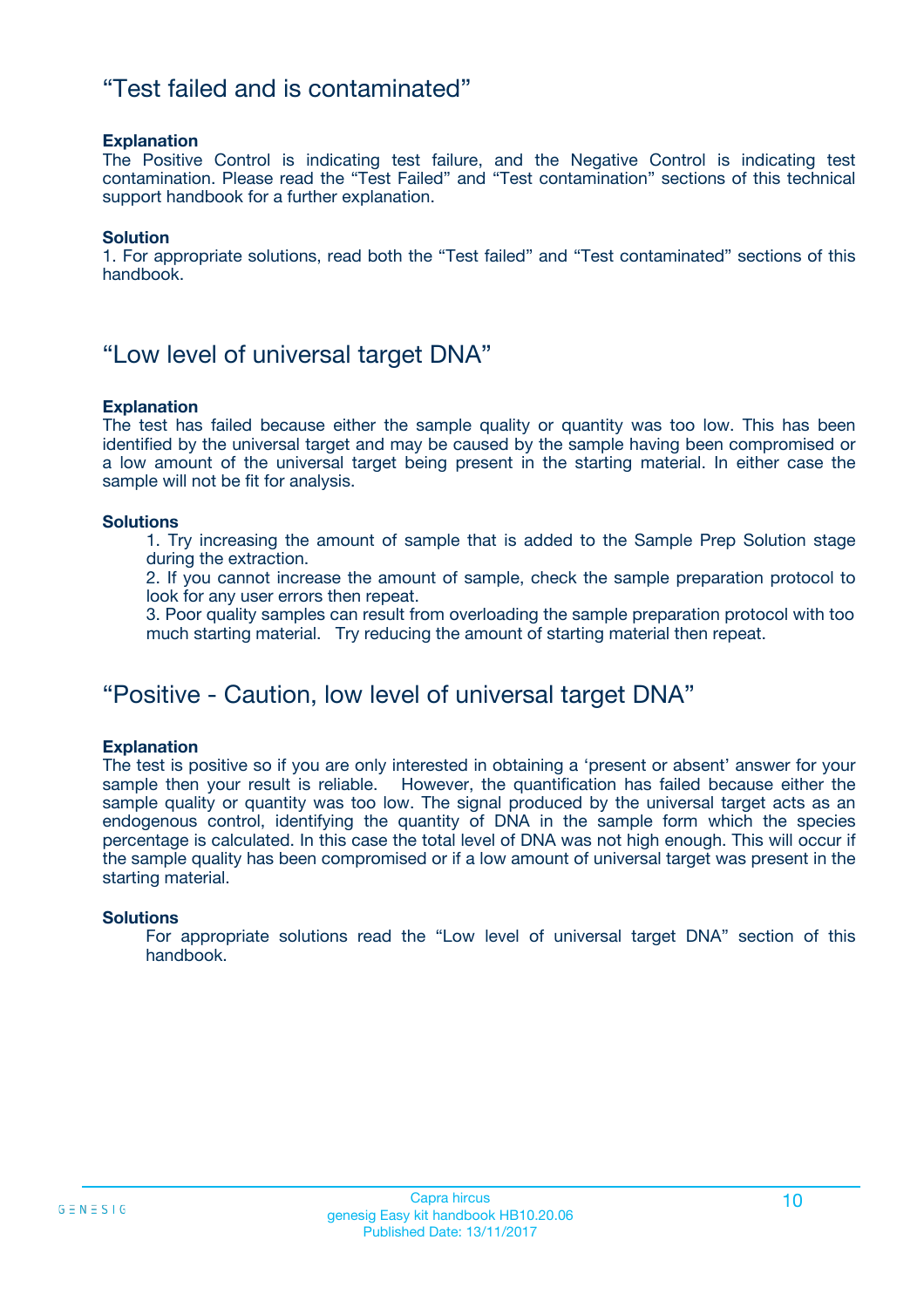## “Test failed and is contaminated”

**Explanation**
The Positive Control is indicating test failure, and the Negative Control is indicating test contamination. Please read the “Test Failed” and “Test contamination” sections of this technical support handbook for a further explanation.

**Solution**
1. For appropriate solutions, read both the “Test failed” and “Test contaminated” sections of this handbook.

## “Low level of universal target DNA”

**Explanation**
The test has failed because either the sample quality or quantity was too low. This has been identified by the universal target and may be caused by the sample having been compromised or a low amount of the universal target being present in the starting material. In either case the sample will not be fit for analysis.

**Solutions**

1. Try increasing the amount of sample that is added to the Sample Prep Solution stage during the extraction.
2. If you cannot increase the amount of sample, check the sample preparation protocol to look for any user errors then repeat.
3. Poor quality samples can result from overloading the sample preparation protocol with too much starting material. Try reducing the amount of starting material then repeat.

## “Positive - Caution, low level of universal target DNA”

**Explanation**
The test is positive so if you are only interested in obtaining a ‘present or absent’ answer for your sample then your result is reliable. However, the quantification has failed because either the sample quality or quantity was too low. The signal produced by the universal target acts as an endogenous control, identifying the quantity of DNA in the sample form which the species percentage is calculated. In this case the total level of DNA was not high enough. This will occur if the sample quality has been compromised or if a low amount of universal target was present in the starting material.

**Solutions**
For appropriate solutions read the “Low level of universal target DNA” section of this handbook.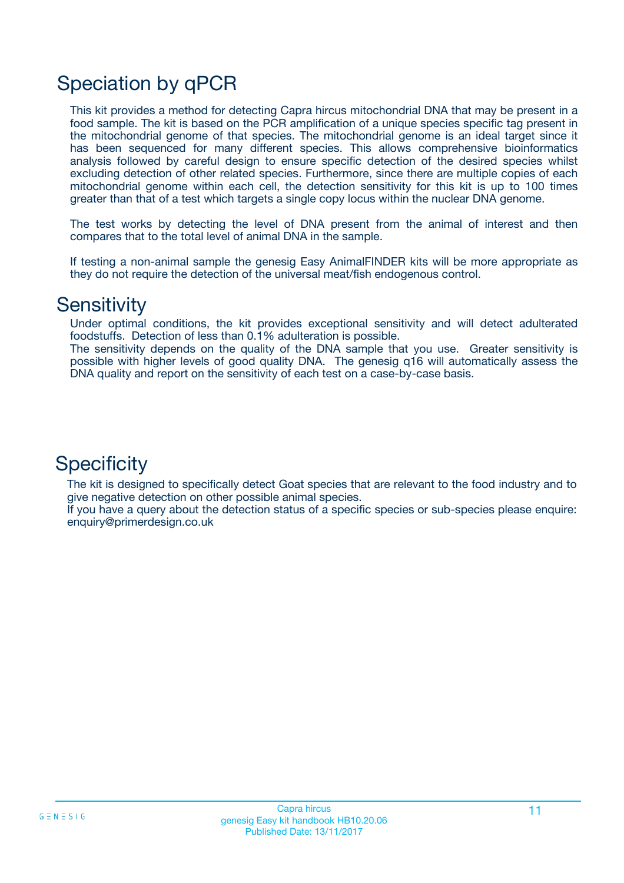## Speciation by qPCR

This kit provides a method for detecting Capra hircus mitochondrial DNA that may be present in a food sample. The kit is based on the PCR amplification of a unique species specific tag present in the mitochondrial genome of that species. The mitochondrial genome is an ideal target since it has been sequenced for many different species. This allows comprehensive bioinformatics analysis followed by careful design to ensure specific detection of the desired species whilst excluding detection of other related species. Furthermore, since there are multiple copies of each mitochondrial genome within each cell, the detection sensitivity for this kit is up to 100 times greater than that of a test which targets a single copy locus within the nuclear DNA genome.

The test works by detecting the level of DNA present from the animal of interest and then compares that to the total level of animal DNA in the sample.

If testing a non-animal sample the genesig Easy AnimalFINDER kits will be more appropriate as they do not require the detection of the universal meat/fish endogenous control.

## Sensitivity

Under optimal conditions, the kit provides exceptional sensitivity and will detect adulterated foodstuffs. Detection of less than 0.1% adulteration is possible.
The sensitivity depends on the quality of the DNA sample that you use. Greater sensitivity is possible with higher levels of good quality DNA. The genesig q16 will automatically assess the DNA quality and report on the sensitivity of each test on a case-by-case basis.

## Specificity

The kit is designed to specifically detect Goat species that are relevant to the food industry and to give negative detection on other possible animal species.
If you have a query about the detection status of a specific species or sub-species please enquire: enquiry@primerdesign.co.uk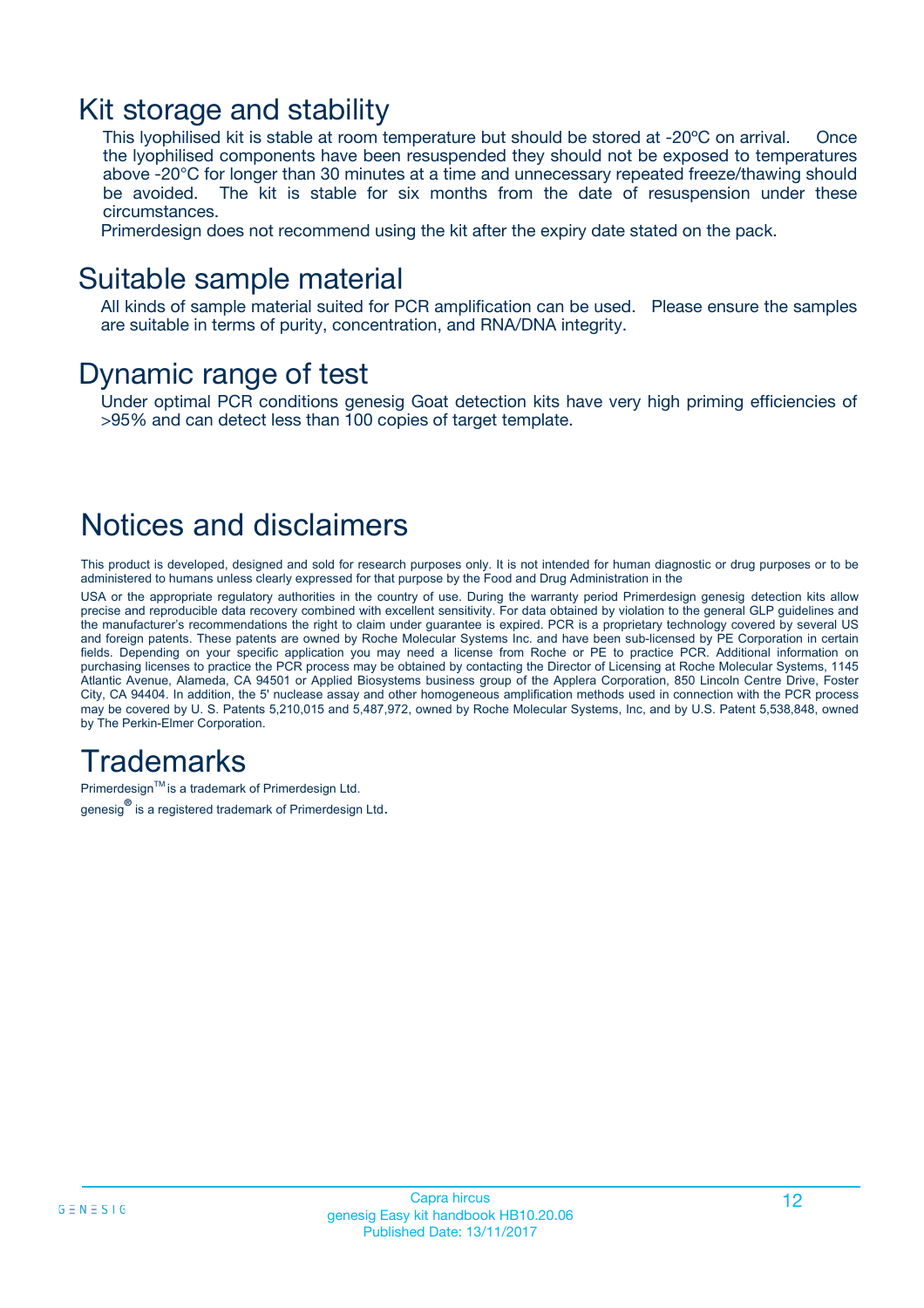## Kit storage and stability

This lyophilised kit is stable at room temperature but should be stored at -20ºC on arrival. Once the lyophilised components have been resuspended they should not be exposed to temperatures above -20°C for longer than 30 minutes at a time and unnecessary repeated freeze/thawing should be avoided. The kit is stable for six months from the date of resuspension under these circumstances.

Primerdesign does not recommend using the kit after the expiry date stated on the pack.

## Suitable sample material

All kinds of sample material suited for PCR amplification can be used. Please ensure the samples are suitable in terms of purity, concentration, and RNA/DNA integrity.

## Dynamic range of test

Under optimal PCR conditions genesig Goat detection kits have very high priming efficiencies of >95% and can detect less than 100 copies of target template.

## Notices and disclaimers

This product is developed, designed and sold for research purposes only. It is not intended for human diagnostic or drug purposes or to be administered to humans unless clearly expressed for that purpose by the Food and Drug Administration in the

USA or the appropriate regulatory authorities in the country of use. During the warranty period Primerdesign genesig detection kits allow precise and reproducible data recovery combined with excellent sensitivity. For data obtained by violation to the general GLP guidelines and the manufacturer's recommendations the right to claim under guarantee is expired. PCR is a proprietary technology covered by several US and foreign patents. These patents are owned by Roche Molecular Systems Inc. and have been sub-licensed by PE Corporation in certain fields. Depending on your specific application you may need a license from Roche or PE to practice PCR. Additional information on purchasing licenses to practice the PCR process may be obtained by contacting the Director of Licensing at Roche Molecular Systems, 1145 Atlantic Avenue, Alameda, CA 94501 or Applied Biosystems business group of the Applera Corporation, 850 Lincoln Centre Drive, Foster City, CA 94404. In addition, the 5' nuclease assay and other homogeneous amplification methods used in connection with the PCR process may be covered by U. S. Patents 5,210,015 and 5,487,972, owned by Roche Molecular Systems, Inc, and by U.S. Patent 5,538,848, owned by The Perkin-Elmer Corporation.

## Trademarks

Primerdesign™ is a trademark of Primerdesign Ltd.

genesig® is a registered trademark of Primerdesign Ltd.